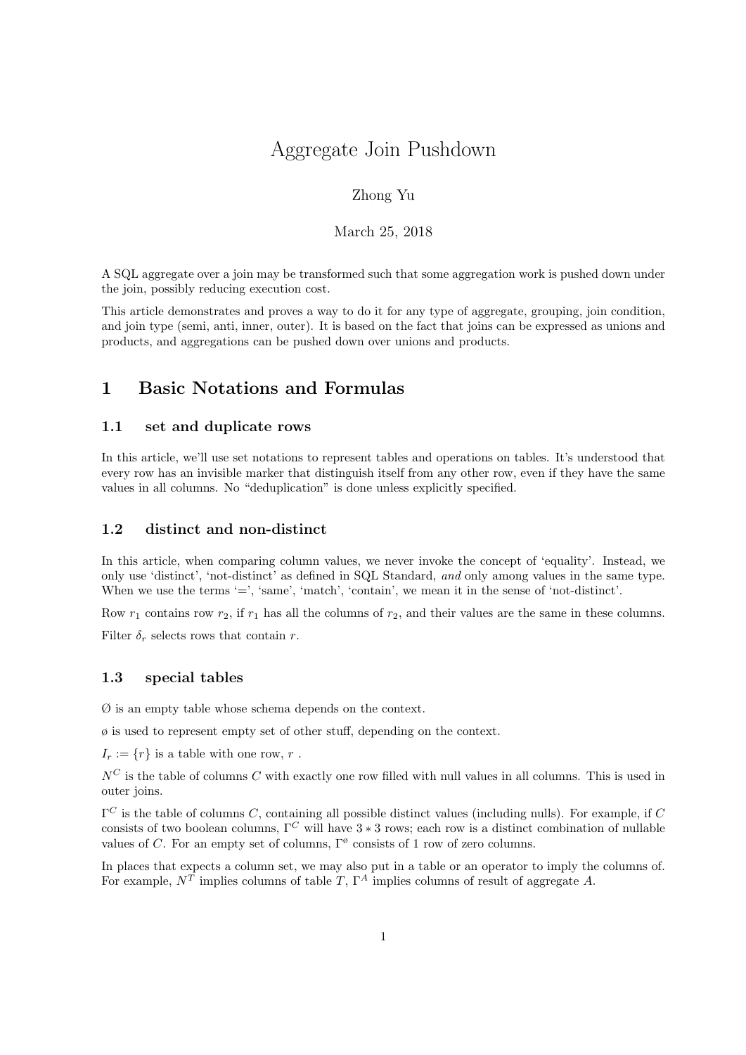# Aggregate Join Pushdown

Zhong Yu

March 25, 2018

A SQL aggregate over a join may be transformed such that some aggregation work is pushed down under the join, possibly reducing execution cost.

This article demonstrates and proves a way to do it for any type of aggregate, grouping, join condition, and join type (semi, anti, inner, outer). It is based on the fact that joins can be expressed as unions and products, and aggregations can be pushed down over unions and products.

## 1 Basic Notations and Formulas

### 1.1 set and duplicate rows

In this article, we'll use set notations to represent tables and operations on tables. It's understood that every row has an invisible marker that distinguish itself from any other row, even if they have the same values in all columns. No "deduplication" is done unless explicitly specified.

### 1.2 distinct and non-distinct

In this article, when comparing column values, we never invoke the concept of 'equality'. Instead, we only use 'distinct', 'not-distinct' as defined in SQL Standard, *and* only among values in the same type. When we use the terms '=', 'same', 'match', 'contain', we mean it in the sense of 'not-distinct'.

Row $r_1$ contains row $r_2$, if $r_1$ has all the columns of $r_2$, and their values are the same in these columns.

Filter $\delta_r$ selects rows that contain $r$.

### 1.3 special tables

$\emptyset$ is an empty table whose schema depends on the context.

$\phi$ is used to represent empty set of other stuff, depending on the context.

$I_r := \{r\}$ is a table with one row, $r$ .

$N^C$ is the table of columns $C$ with exactly one row filled with null values in all columns. This is used in outer joins.

$\Gamma^C$ is the table of columns $C$, containing all possible distinct values (including nulls). For example, if $C$ consists of two boolean columns, $\Gamma^C$ will have $3 * 3$ rows; each row is a distinct combination of nullable values of $C$. For an empty set of columns, $\Gamma^\phi$ consists of 1 row of zero columns.

In places that expects a column set, we may also put in a table or an operator to imply the columns of. For example, $N^T$ implies columns of table $T$, $\Gamma^A$ implies columns of result of aggregate $A$.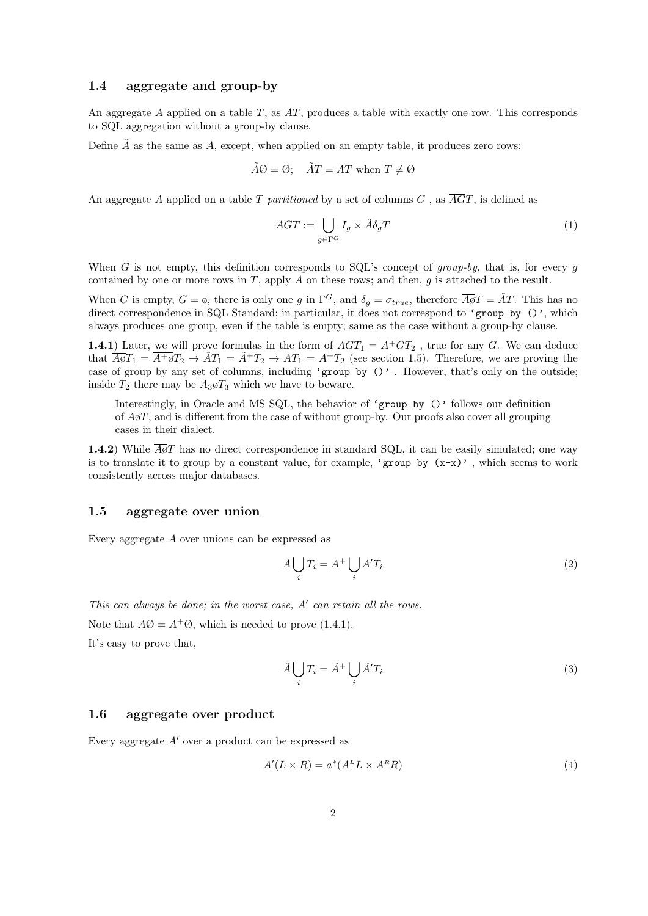### 1.4 aggregate and group-by

An aggregate $A$ applied on a table $T$, as $AT$, produces a table with exactly one row. This corresponds to SQL aggregation without a group-by clause.

Define $\tilde{A}$ as the same as $A$, except, when applied on an empty table, it produces zero rows:

$$\tilde{A}\emptyset = \emptyset; \quad \tilde{A}T = AT \text{ when } T \neq \emptyset$$

An aggregate $A$ applied on a table $T$ *partitioned* by a set of columns $G$ , as $\overline{AG}T$, is defined as

$$\overline{AG}T := \bigcup_{g \in \Gamma^G} I_g \times \tilde{A}\delta_g T \tag{1}$$

When $G$ is not empty, this definition corresponds to SQL's concept of *group-by*, that is, for every $g$ contained by one or more rows in $T$, apply $A$ on these rows; and then, $g$ is attached to the result.

When $G$ is empty, $G = \phi$, there is only one $g$ in $\Gamma^G$, and $\delta_g = \sigma_{true}$, therefore $\overline{A\phi}T = \tilde{A}T$. This has no direct correspondence in SQL Standard; in particular, it does not correspond to 'group by ()', which always produces one group, even if the table is empty; same as the case without a group-by clause.

**1.4.1**) Later, we will prove formulas in the form of $\overline{AG}T_1 = \overline{A^+G}T_2$ , true for any $G$. We can deduce that $\overline{A\phi}T_1 = \overline{A^+\phi}T_2 \rightarrow \tilde{A}T_1 = \tilde{A}^+T_2 \rightarrow AT_1 = A^+T_2$ (see section 1.5). Therefore, we are proving the case of group by any set of columns, including 'group by ()' . However, that's only on the outside; inside $T_2$ there may be $\overline{A_3\phi}T_3$ which we have to beware.

> Interestingly, in Oracle and MS SQL, the behavior of 'group by ()' follows our definition of $\overline{A\phi}T$, and is different from the case of without group-by. Our proofs also cover all grouping cases in their dialect.

**1.4.2**) While $\overline{A\phi}T$ has no direct correspondence in standard SQL, it can be easily simulated; one way is to translate it to group by a constant value, for example, 'group by (x-x)' , which seems to work consistently across major databases.

### 1.5 aggregate over union

Every aggregate $A$ over unions can be expressed as

$$A\bigcup_i T_i = A^+\bigcup_i A'T_i \tag{2}$$

*This can always be done; in the worst case, $A'$ can retain all the rows.*

Note that $A\emptyset = A^+\emptyset$, which is needed to prove (1.4.1).

It's easy to prove that,

$$\tilde{A}\bigcup_i T_i = \tilde{A}^+\bigcup_i \tilde{A}'T_i \tag{3}$$

### 1.6 aggregate over product

Every aggregate $A'$ over a product can be expressed as

$$A'(L \times R) = a^*(A^L L \times A^R R) \tag{4}$$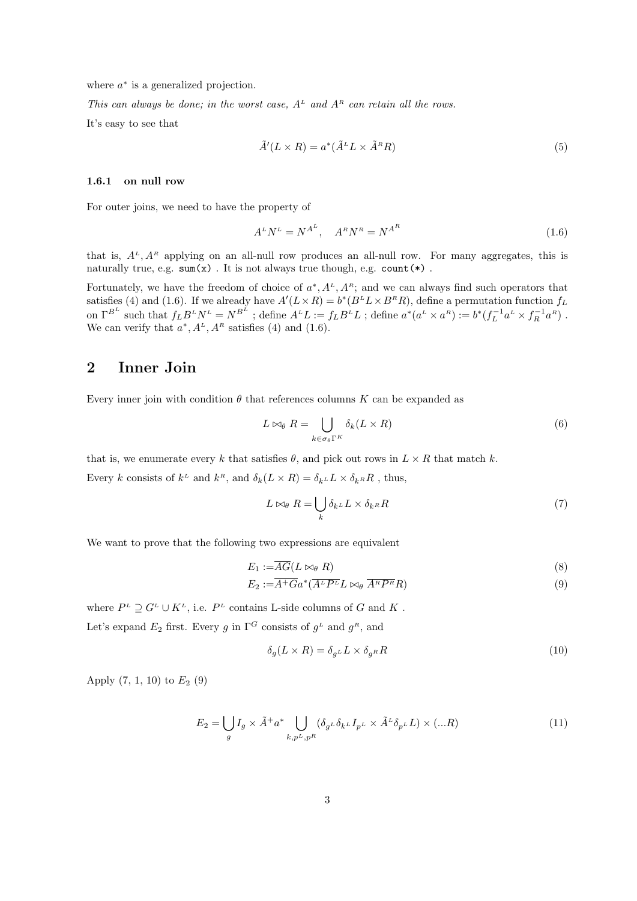where $a^*$ is a generalized projection.

*This can always be done; in the worst case, $A^L$ and $A^R$ can retain all the rows.*

It's easy to see that

$$\tilde{A}'(L \times R) = a^*(\tilde{A}^L L \times \tilde{A}^R R) \tag{5}$$

### 1.6.1 on null row

For outer joins, we need to have the property of

$$A^L N^L = N^{A^L}, \quad A^R N^R = N^{A^R} \tag{1.6}$$

that is, $A^L, A^R$ applying on an all-null row produces an all-null row. For many aggregates, this is naturally true, e.g. `sum(x)` . It is not always true though, e.g. `count(*)` .

Fortunately, we have the freedom of choice of $a^*, A^L, A^R$; and we can always find such operators that satisfies (4) and (1.6). If we already have $A'(L \times R) = b^*(B^L L \times B^R R)$, define a permutation function $f_L$ on $\Gamma^{B^L}$ such that $f_L B^L N^L = N^{B^L}$ ; define $A^L L := f_L B^L L$ ; define $a^*(a^L \times a^R) := b^*(f_L^{-1} a^L \times f_R^{-1} a^R)$ . We can verify that $a^*, A^L, A^R$ satisfies (4) and (1.6).

## 2 Inner Join

Every inner join with condition $\theta$ that references columns $K$ can be expanded as

$$L \bowtie_\theta R = \bigcup_{k \in \sigma_\theta \Gamma^K} \delta_k(L \times R) \tag{6}$$

that is, we enumerate every $k$ that satisfies $\theta$, and pick out rows in $L \times R$ that match $k$.

Every $k$ consists of $k^L$ and $k^R$, and $\delta_k(L \times R) = \delta_{k^L} L \times \delta_{k^R} R$ , thus,

$$L \bowtie_\theta R = \bigcup_k \delta_{k^L} L \times \delta_{k^R} R \tag{7}$$

We want to prove that the following two expressions are equivalent

$$E_1 := \overline{AG}(L \bowtie_\theta R) \tag{8}$$

$$E_2 := \overline{A^+ G} a^*(\overline{A^L P^L} L \bowtie_\theta \overline{A^R P^R} R) \tag{9}$$

where $P^L \supseteq G^L \cup K^L$, i.e. $P^L$ contains L-side columns of $G$ and $K$ .

Let's expand $E_2$ first. Every $g$ in $\Gamma^G$ consists of $g^L$ and $g^R$, and

$$\delta_g(L \times R) = \delta_{g^L} L \times \delta_{g^R} R \tag{10}$$

Apply (7, 1, 10) to $E_2$ (9)

$$E_2 = \bigcup_g I_g \times \tilde{A}^+ a^* \bigcup_{k, p^L, p^R} (\delta_{g^L} \delta_{k^L} I_{p^L} \times \tilde{A}^L \delta_{p^L} L) \times (...R) \tag{11}$$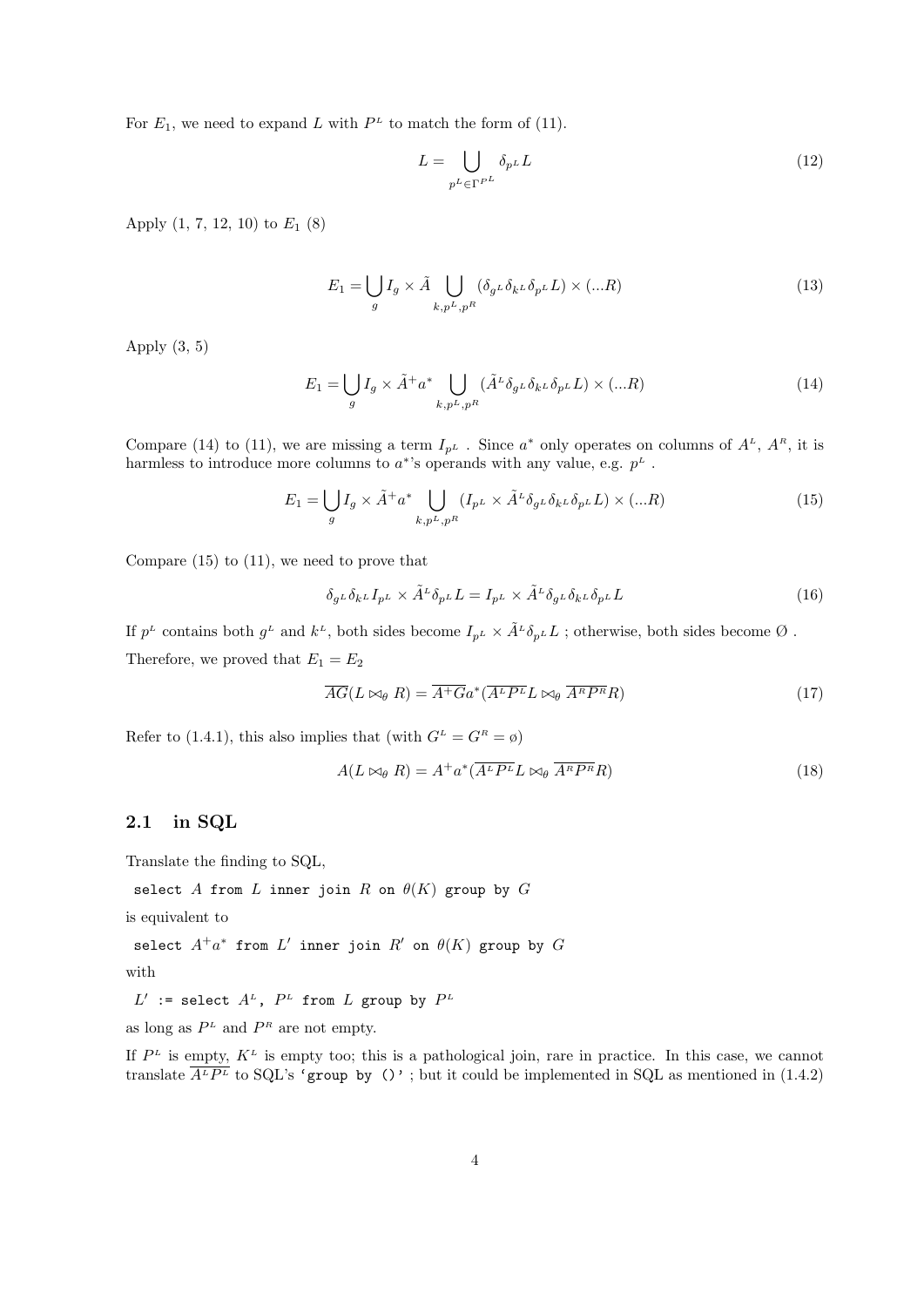For $E_1$, we need to expand $L$ with $P^L$ to match the form of (11).

$$L = \bigcup_{p^L \in \Gamma^{P^L}} \delta_{p^L} L \tag{12}$$

Apply (1, 7, 12, 10) to $E_1$ (8)

$$E_1 = \bigcup_g I_g \times \tilde{A} \bigcup_{k, p^L, p^R} (\delta_{g^L} \delta_{k^L} \delta_{p^L} L) \times (...R) \tag{13}$$

Apply (3, 5)

$$E_1 = \bigcup_g I_g \times \tilde{A}^+ a^* \bigcup_{k, p^L, p^R} (\tilde{A}^L \delta_{g^L} \delta_{k^L} \delta_{p^L} L) \times (...R) \tag{14}$$

Compare (14) to (11), we are missing a term $I_{p^L}$ . Since $a^*$ only operates on columns of $A^L$, $A^R$, it is harmless to introduce more columns to $a^*$'s operands with any value, e.g. $p^L$ .

$$E_1 = \bigcup_g I_g \times \tilde{A}^+ a^* \bigcup_{k, p^L, p^R} (I_{p^L} \times \tilde{A}^L \delta_{g^L} \delta_{k^L} \delta_{p^L} L) \times (...R) \tag{15}$$

Compare (15) to (11), we need to prove that

$$\delta_{g^L} \delta_{k^L} I_{p^L} \times \tilde{A}^L \delta_{p^L} L = I_{p^L} \times \tilde{A}^L \delta_{g^L} \delta_{k^L} \delta_{p^L} L \tag{16}$$

If $p^L$ contains both $g^L$ and $k^L$, both sides become $I_{p^L} \times \tilde{A}^L \delta_{p^L} L$ ; otherwise, both sides become $\emptyset$ .

Therefore, we proved that $E_1 = E_2$

$$\overline{AG}(L \bowtie_\theta R) = \overline{A^+ G} a^* (\overline{A^L P^L} L \bowtie_\theta \overline{A^R P^R} R) \tag{17}$$

Refer to (1.4.1), this also implies that (with $G^L = G^R = \emptyset$)

$$A(L \bowtie_\theta R) = A^+ a^* (\overline{A^L P^L} L \bowtie_\theta \overline{A^R P^R} R) \tag{18}$$

## 2.1 in SQL

Translate the finding to SQL,

`select` $A$ `from` $L$ `inner join` $R$ `on` $\theta(K)$ `group by` $G$

is equivalent to

`select` $A^+ a^*$ `from` $L'$ `inner join` $R'$ `on` $\theta(K)$ `group by` $G$

with

$L'$ `:= select` $A^L$`,` $P^L$ `from` $L$ `group by` $P^L$

as long as $P^L$ and $P^R$ are not empty.

If $P^L$ is empty, $K^L$ is empty too; this is a pathological join, rare in practice. In this case, we cannot translate $\overline{A^L P^L}$ to SQL's `'group by ()'` ; but it could be implemented in SQL as mentioned in (1.4.2)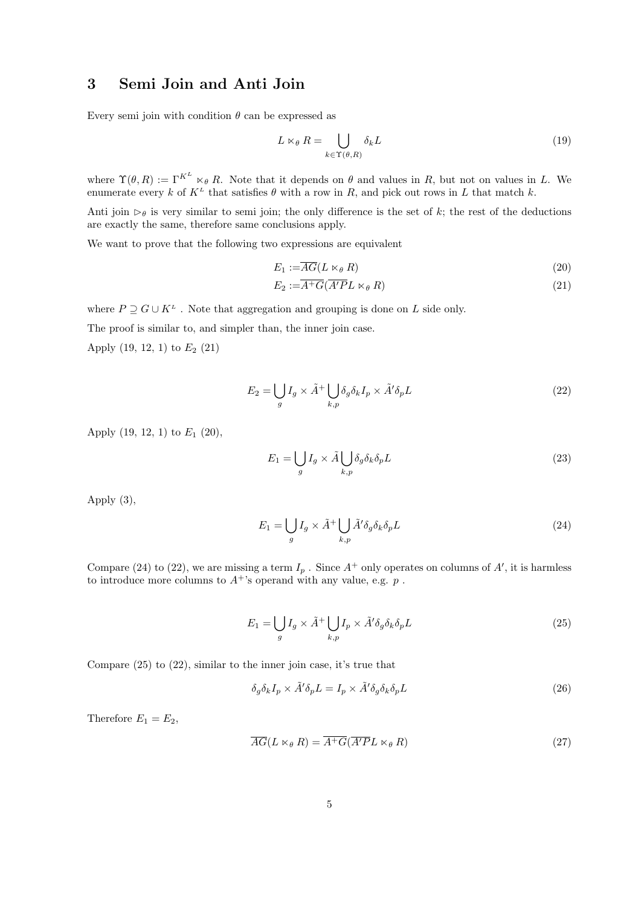## 3 Semi Join and Anti Join

Every semi join with condition $\theta$ can be expressed as

$$L \ltimes_\theta R = \bigcup_{k \in \Upsilon(\theta, R)} \delta_k L \tag{19}$$

where $\Upsilon(\theta, R) := \Gamma^{K^L} \ltimes_\theta R$. Note that it depends on $\theta$ and values in $R$, but not on values in $L$. We enumerate every $k$ of $K^L$ that satisfies $\theta$ with a row in $R$, and pick out rows in $L$ that match $k$.

Anti join $\rhd_\theta$ is very similar to semi join; the only difference is the set of $k$; the rest of the deductions are exactly the same, therefore same conclusions apply.

We want to prove that the following two expressions are equivalent

$$E_1 := \overline{AG}(L \ltimes_\theta R) \tag{20}$$

$$E_2 := \overline{A^+G}(\overline{A'P}L \ltimes_\theta R) \tag{21}$$

where $P \supseteq G \cup K^L$ . Note that aggregation and grouping is done on $L$ side only.

The proof is similar to, and simpler than, the inner join case.

Apply (19, 12, 1) to $E_2$ (21)

$$E_2 = \bigcup_g I_g \times \tilde{A}^+ \bigcup_{k,p} \delta_g \delta_k I_p \times \tilde{A}' \delta_p L \tag{22}$$

Apply (19, 12, 1) to $E_1$ (20),

$$E_1 = \bigcup_g I_g \times \tilde{A} \bigcup_{k,p} \delta_g \delta_k \delta_p L \tag{23}$$

Apply (3),

$$E_1 = \bigcup_g I_g \times \tilde{A}^+ \bigcup_{k,p} \tilde{A}' \delta_g \delta_k \delta_p L \tag{24}$$

Compare (24) to (22), we are missing a term $I_p$ . Since $A^+$ only operates on columns of $A'$, it is harmless to introduce more columns to $A^+$'s operand with any value, e.g. $p$ .

$$E_1 = \bigcup_g I_g \times \tilde{A}^+ \bigcup_{k,p} I_p \times \tilde{A}' \delta_g \delta_k \delta_p L \tag{25}$$

Compare (25) to (22), similar to the inner join case, it's true that

$$\delta_g \delta_k I_p \times \tilde{A}' \delta_p L = I_p \times \tilde{A}' \delta_g \delta_k \delta_p L \tag{26}$$

Therefore $E_1 = E_2$,

$$\overline{AG}(L \ltimes_\theta R) = \overline{A^+G}(\overline{A'P}L \ltimes_\theta R) \tag{27}$$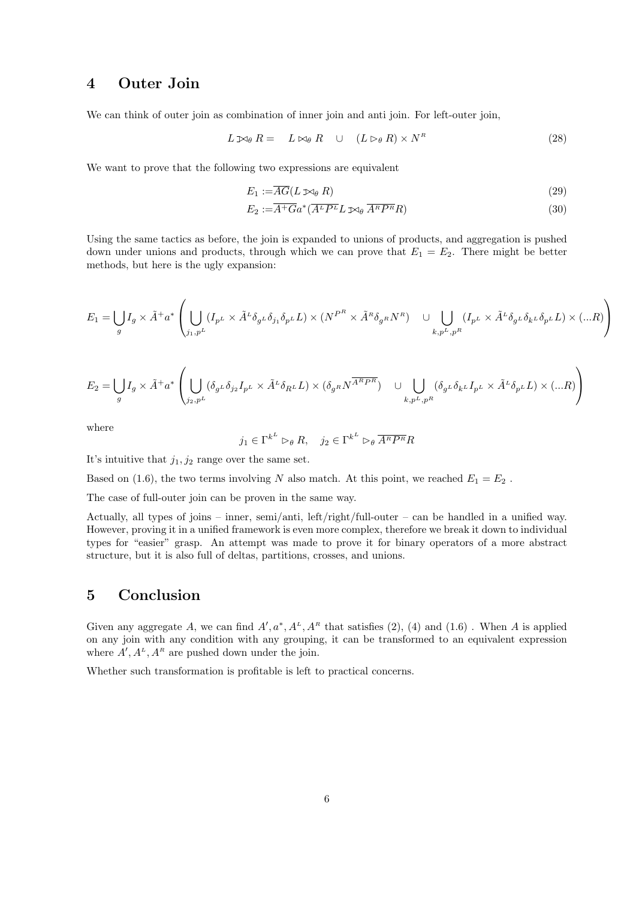## 4 Outer Join

We can think of outer join as combination of inner join and anti join. For left-outer join,

$$L \ltimes\!\!\!\bowtie_\theta R = \quad L \bowtie_\theta R \quad \cup \quad (L \triangleright_\theta R) \times N^R \tag{28}$$

We want to prove that the following two expressions are equivalent

$$E_1 := \overline{AG}(L \ltimes\!\!\!\bowtie_\theta R) \tag{29}$$

$$E_2 := \overline{A^+G}a^*(\overline{A^L P^L}L \ltimes\!\!\!\bowtie_\theta \overline{A^R P^R}R) \tag{30}$$

Using the same tactics as before, the join is expanded to unions of products, and aggregation is pushed down under unions and products, through which we can prove that $E_1 = E_2$. There might be better methods, but here is the ugly expansion:

$$E_1 = \bigcup_g I_g \times \tilde{A}^+ a^* \left( \bigcup_{j_1, p^L} (I_{p^L} \times \tilde{A}^L \delta_{g^L} \delta_{j_1} \delta_{p^L} L) \times (N^{P^R} \times \tilde{A}^R \delta_{g^R} N^R) \quad \cup \bigcup_{k, p^L, p^R} (I_{p^L} \times \tilde{A}^L \delta_{g^L} \delta_{k^L} \delta_{p^L} L) \times (...R) \right)$$

$$E_2 = \bigcup_g I_g \times \tilde{A}^+ a^* \left( \bigcup_{j_2, p^L} (\delta_{g^L} \delta_{j_2} I_{p^L} \times \tilde{A}^L \delta_{R^L} L) \times (\delta_{g^R} N^{\overline{A^R P^R}}) \quad \cup \bigcup_{k, p^L, p^R} (\delta_{g^L} \delta_{k^L} I_{p^L} \times \tilde{A}^L \delta_{p^L} L) \times (...R) \right)$$

where

$$j_1 \in \Gamma^{k^L} \triangleright_\theta R, \quad j_2 \in \Gamma^{k^L} \triangleright_\theta \overline{A^R P^R}R$$

It's intuitive that $j_1, j_2$ range over the same set.

Based on (1.6), the two terms involving $N$ also match. At this point, we reached $E_1 = E_2$ .

The case of full-outer join can be proven in the same way.

Actually, all types of joins – inner, semi/anti, left/right/full-outer – can be handled in a unified way. However, proving it in a unified framework is even more complex, therefore we break it down to individual types for "easier" grasp. An attempt was made to prove it for binary operators of a more abstract structure, but it is also full of deltas, partitions, crosses, and unions.

## 5 Conclusion

Given any aggregate $A$, we can find $A', a^*, A^L, A^R$ that satisfies (2), (4) and (1.6) . When $A$ is applied on any join with any condition with any grouping, it can be transformed to an equivalent expression where $A', A^L, A^R$ are pushed down under the join.

Whether such transformation is profitable is left to practical concerns.